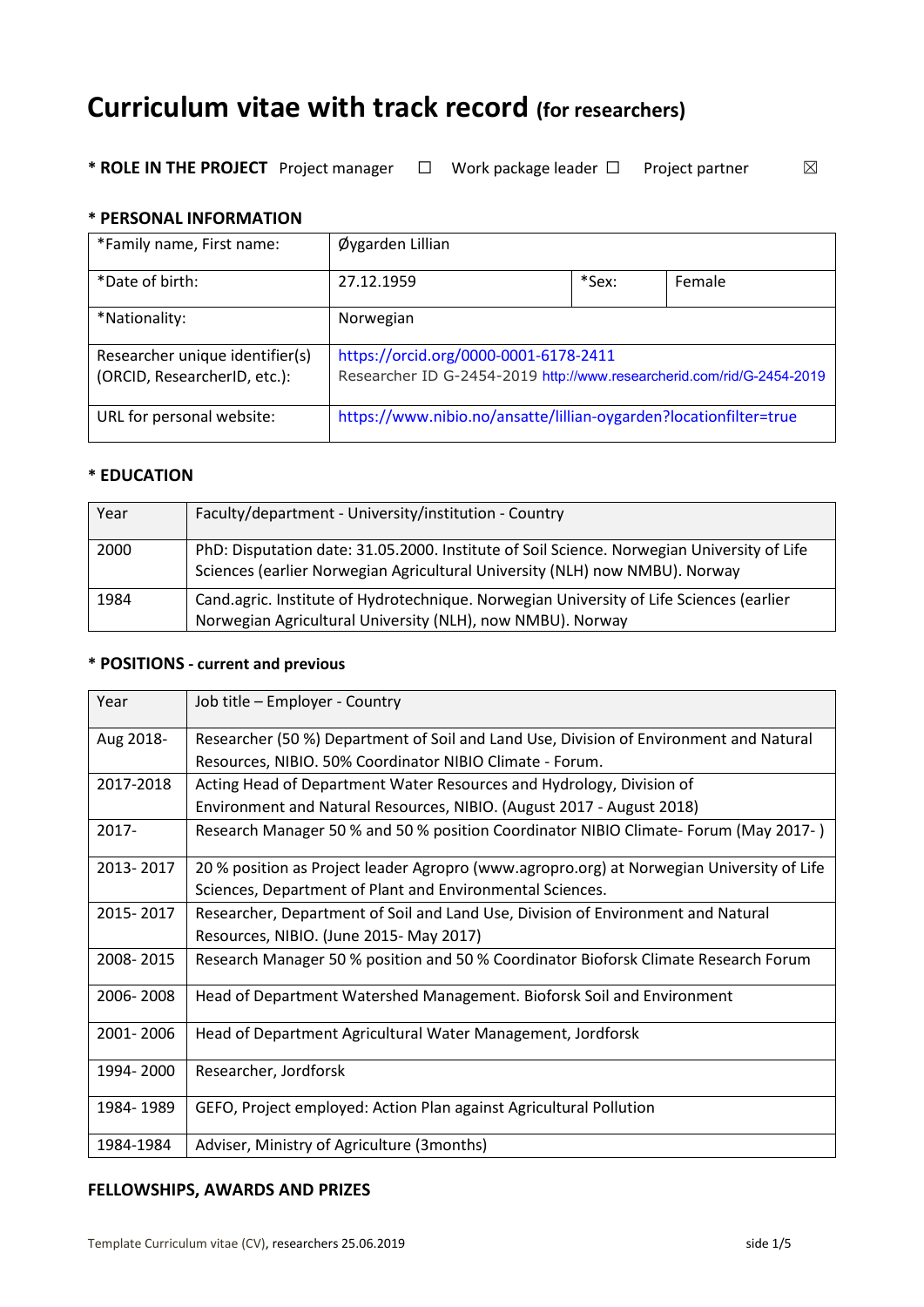# Curriculum vitae with track record (for researchers)

**\* ROLE IN THE PROJECT** Project manager ☐ Work package leader ☐ Project partner ☒

## \* PERSONAL INFORMATION

| \*Family name, First name: | Øygarden Lillian | | |
|---|---|---|---|
| \*Date of birth: | 27.12.1959 | \*Sex: | Female |
| \*Nationality: | Norwegian | | |
| Researcher unique identifier(s) (ORCID, ResearcherID, etc.): | https://orcid.org/0000-0001-6178-2411<br>Researcher ID G-2454-2019 http://www.researcherid.com/rid/G-2454-2019 | | |
| URL for personal website: | https://www.nibio.no/ansatte/lillian-oygarden?locationfilter=true | | |

## \* EDUCATION

| Year | Faculty/department - University/institution - Country |
|---|---|
| 2000 | PhD: Disputation date: 31.05.2000. Institute of Soil Science. Norwegian University of Life Sciences (earlier Norwegian Agricultural University (NLH) now NMBU). Norway |
| 1984 | Cand.agric. Institute of Hydrotechnique. Norwegian University of Life Sciences (earlier Norwegian Agricultural University (NLH), now NMBU). Norway |

## \* POSITIONS - current and previous

| Year | Job title – Employer - Country |
|---|---|
| Aug 2018- | Researcher (50 %) Department of Soil and Land Use, Division of Environment and Natural Resources, NIBIO. 50% Coordinator NIBIO Climate - Forum. |
| 2017-2018 | Acting Head of Department Water Resources and Hydrology, Division of Environment and Natural Resources, NIBIO. (August 2017 - August 2018) |
| 2017- | Research Manager 50 % and 50 % position Coordinator NIBIO Climate- Forum (May 2017- ) |
| 2013- 2017 | 20 % position as Project leader Agropro (www.agropro.org) at Norwegian University of Life Sciences, Department of Plant and Environmental Sciences. |
| 2015- 2017 | Researcher, Department of Soil and Land Use, Division of Environment and Natural Resources, NIBIO. (June 2015- May 2017) |
| 2008- 2015 | Research Manager 50 % position and 50 % Coordinator Bioforsk Climate Research Forum |
| 2006- 2008 | Head of Department Watershed Management. Bioforsk Soil and Environment |
| 2001- 2006 | Head of Department Agricultural Water Management, Jordforsk |
| 1994- 2000 | Researcher, Jordforsk |
| 1984- 1989 | GEFO, Project employed: Action Plan against Agricultural Pollution |
| 1984-1984 | Adviser, Ministry of Agriculture (3months) |

## FELLOWSHIPS, AWARDS AND PRIZES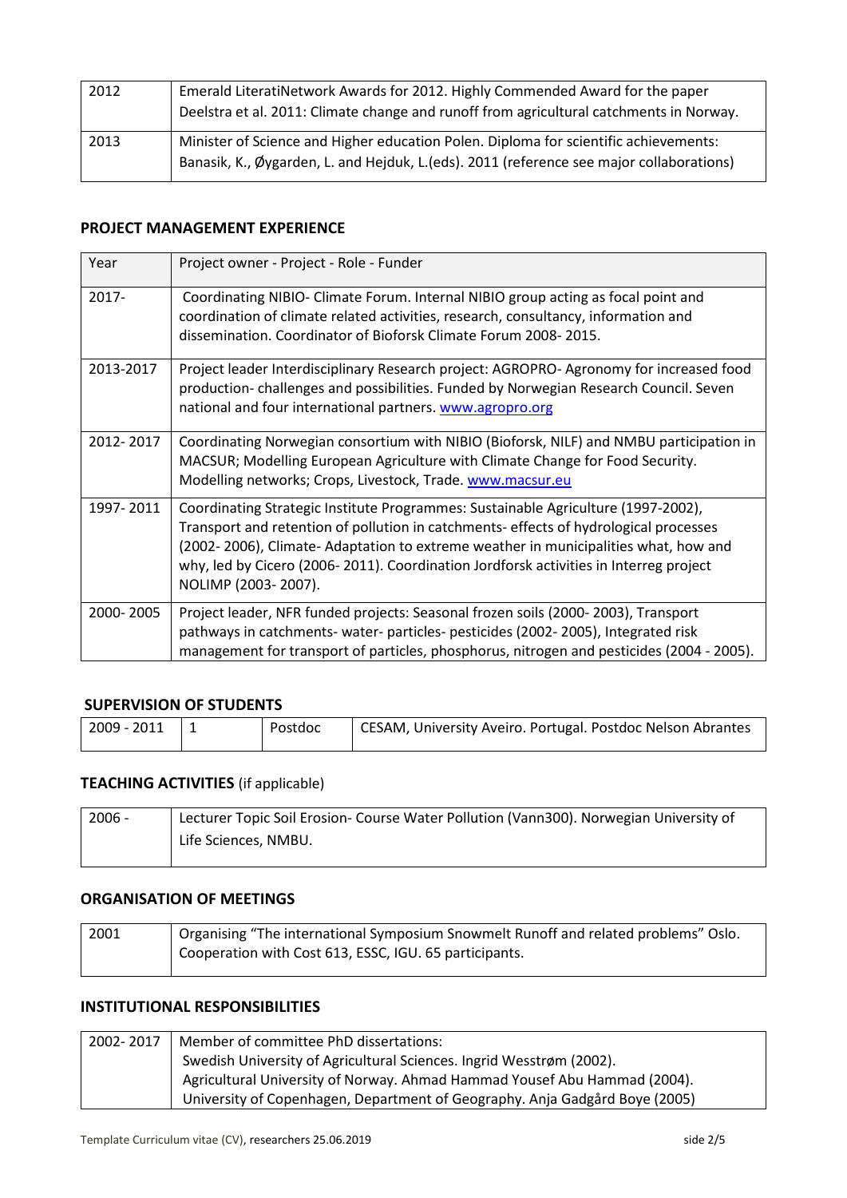| 2012 | Emerald LiteratiNetwork Awards for 2012. Highly Commended Award for the paper Deelstra et al. 2011: Climate change and runoff from agricultural catchments in Norway. |
|---|---|
| 2013 | Minister of Science and Higher education Polen. Diploma for scientific achievements: Banasik, K., Øygarden, L. and Hejduk, L.(eds). 2011 (reference see major collaborations) |

## PROJECT MANAGEMENT EXPERIENCE

| Year | Project owner - Project - Role - Funder |
|---|---|
| 2017- | Coordinating NIBIO- Climate Forum. Internal NIBIO group acting as focal point and coordination of climate related activities, research, consultancy, information and dissemination. Coordinator of Bioforsk Climate Forum 2008- 2015. |
| 2013-2017 | Project leader Interdisciplinary Research project: AGROPRO- Agronomy for increased food production- challenges and possibilities. Funded by Norwegian Research Council. Seven national and four international partners. www.agropro.org |
| 2012- 2017 | Coordinating Norwegian consortium with NIBIO (Bioforsk, NILF) and NMBU participation in MACSUR; Modelling European Agriculture with Climate Change for Food Security. Modelling networks; Crops, Livestock, Trade. www.macsur.eu |
| 1997- 2011 | Coordinating Strategic Institute Programmes: Sustainable Agriculture (1997-2002), Transport and retention of pollution in catchments- effects of hydrological processes (2002- 2006), Climate- Adaptation to extreme weather in municipalities what, how and why, led by Cicero (2006- 2011). Coordination Jordforsk activities in Interreg project NOLIMP (2003- 2007). |
| 2000- 2005 | Project leader, NFR funded projects: Seasonal frozen soils (2000- 2003), Transport pathways in catchments- water- particles- pesticides (2002- 2005), Integrated risk management for transport of particles, phosphorus, nitrogen and pesticides (2004 - 2005). |

## SUPERVISION OF STUDENTS

| 2009 - 2011 | 1 | Postdoc | CESAM, University Aveiro. Portugal. Postdoc Nelson Abrantes |
|---|---|---|---|

## TEACHING ACTIVITIES (if applicable)

| 2006 - | Lecturer Topic Soil Erosion- Course Water Pollution (Vann300). Norwegian University of Life Sciences, NMBU. |
|---|---|

## ORGANISATION OF MEETINGS

| 2001 | Organising "The international Symposium Snowmelt Runoff and related problems" Oslo. Cooperation with Cost 613, ESSC, IGU. 65 participants. |
|---|---|

## INSTITUTIONAL RESPONSIBILITIES

| 2002- 2017 | Member of committee PhD dissertations:<br>Swedish University of Agricultural Sciences. Ingrid Wesstrøm (2002).<br>Agricultural University of Norway. Ahmad Hammad Yousef Abu Hammad (2004).<br>University of Copenhagen, Department of Geography. Anja Gadgård Boye (2005) |
|---|---|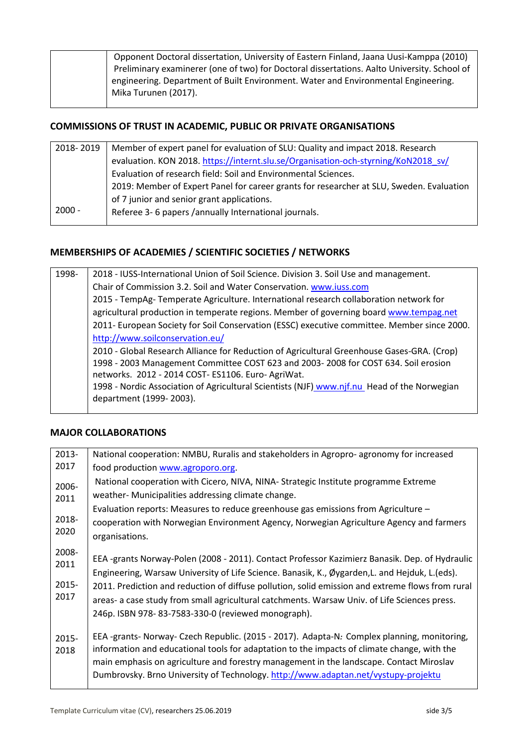| | |
|---|---|
| | Opponent Doctoral dissertation, University of Eastern Finland, Jaana Uusi-Kamppa (2010)<br>Preliminary examinerer (one of two) for Doctoral dissertations. Aalto University. School of engineering. Department of Built Environment. Water and Environmental Engineering. Mika Turunen (2017). |

## COMMISSIONS OF TRUST IN ACADEMIC, PUBLIC OR PRIVATE ORGANISATIONS

| | |
|---|---|
| 2018- 2019<br><br><br><br><br>2000 - | Member of expert panel for evaluation of SLU: Quality and impact 2018. Research evaluation. KON 2018. https://internt.slu.se/Organisation-och-styrning/KoN2018_sv/<br>Evaluation of research field: Soil and Environmental Sciences.<br>2019: Member of Expert Panel for career grants for researcher at SLU, Sweden. Evaluation of 7 junior and senior grant applications.<br>Referee 3- 6 papers /annually International journals. |

## MEMBERSHIPS OF ACADEMIES / SCIENTIFIC SOCIETIES / NETWORKS

| | |
|---|---|
| 1998- | 2018 - IUSS-International Union of Soil Science. Division 3. Soil Use and management. Chair of Commission 3.2. Soil and Water Conservation. www.iuss.com<br>2015 - TempAg- Temperate Agriculture. International research collaboration network for agricultural production in temperate regions. Member of governing board www.tempag.net<br>2011- European Society for Soil Conservation (ESSC) executive committee. Member since 2000. http://www.soilconservation.eu/<br>2010 - Global Research Alliance for Reduction of Agricultural Greenhouse Gases-GRA. (Crop)<br>1998 - 2003 Management Committee COST 623 and 2003- 2008 for COST 634. Soil erosion networks. 2012 - 2014 COST- ES1106. Euro- AgriWat.<br>1998 - Nordic Association of Agricultural Scientists (NJF) www.njf.nu Head of the Norwegian department (1999- 2003). |

## MAJOR COLLABORATIONS

| | |
|---|---|
| 2013-2017<br><br>2006-2011<br><br>2018-2020<br><br>2008-2011<br><br>2015-2017 | National cooperation: NMBU, Ruralis and stakeholders in Agropro- agronomy for increased food production www.agroporo.org.<br>National cooperation with Cicero, NIVA, NINA- Strategic Institute programme Extreme weather- Municipalities addressing climate change.<br>Evaluation reports: Measures to reduce greenhouse gas emissions from Agriculture – cooperation with Norwegian Environment Agency, Norwegian Agriculture Agency and farmers organisations.<br><br>EEA -grants Norway-Polen (2008 - 2011). Contact Professor Kazimierz Banasik. Dep. of Hydraulic Engineering, Warsaw University of Life Science. Banasik, K., Øygarden,L. and Hejduk, L.(eds). 2011. Prediction and reduction of diffuse pollution, solid emission and extreme flows from rural areas- a case study from small agricultural catchments. Warsaw Univ. of Life Sciences press. 246p. ISBN 978- 83-7583-330-0 (reviewed monograph). |
| 2015-2018 | EEA -grants- Norway- Czech Republic. (2015 - 2017). Adapta-N*:* Complex planning, monitoring, information and educational tools for adaptation to the impacts of climate change, with the main emphasis on agriculture and forestry management in the landscape. Contact Miroslav Dumbrovsky. Brno University of Technology. http://www.adaptan.net/vystupy-projektu |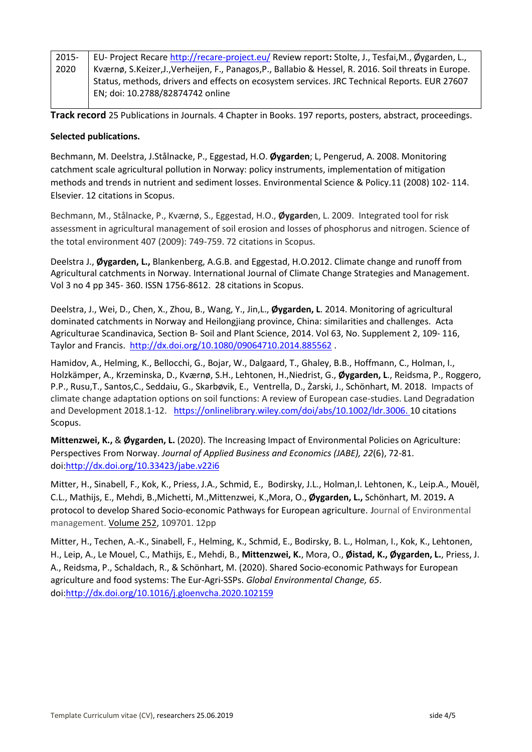| | |
|---|---|
| 2015-2020 | EU- Project Recare http://recare-project.eu/ Review report**:** Stolte, J., Tesfai,M., Øygarden, L., Kværnø, S.Keizer,J.,Verheijen, F., Panagos,P., Ballabio & Hessel, R. 2016. Soil threats in Europe. Status, methods, drivers and effects on ecosystem services. JRC Technical Reports. EUR 27607 EN; doi: 10.2788/82874742 online |

**Track record** 25 Publications in Journals. 4 Chapter in Books. 197 reports, posters, abstract, proceedings.

**Selected publications.**

Bechmann, M. Deelstra, J.Stålnacke, P., Eggestad, H.O. **Øygarden**; L, Pengerud, A. 2008. Monitoring catchment scale agricultural pollution in Norway: policy instruments, implementation of mitigation methods and trends in nutrient and sediment losses. Environmental Science & Policy.11 (2008) 102- 114. Elsevier. 12 citations in Scopus.

Bechmann, M., Stålnacke, P., Kværnø, S., Eggestad, H.O., **Øygarde**n, L. 2009. Integrated tool for risk assessment in agricultural management of soil erosion and losses of phosphorus and nitrogen. Science of the total environment 407 (2009): 749-759. 72 citations in Scopus.

Deelstra J., **Øygarden, L.,** Blankenberg, A.G.B. and Eggestad, H.O.2012. Climate change and runoff from Agricultural catchments in Norway. International Journal of Climate Change Strategies and Management. Vol 3 no 4 pp 345- 360. ISSN 1756-8612. 28 citations in Scopus.

Deelstra, J., Wei, D., Chen, X., Zhou, B., Wang, Y., Jin,L., **Øygarden, L**. 2014. Monitoring of agricultural dominated catchments in Norway and Heilongjiang province, China: similarities and challenges. Acta Agriculturae Scandinavica, Section B- Soil and Plant Science, 2014. Vol 63, No. Supplement 2, 109- 116, Taylor and Francis. http://dx.doi.org/10.1080/09064710.2014.885562 .

Hamidov, A., Helming, K., Bellocchi, G., Bojar, W., Dalgaard, T., Ghaley, B.B., Hoffmann, C., Holman, I., Holzkämper, A., Krzeminska, D., Kværnø, S.H., Lehtonen, H.,Niedrist, G., **Øygarden, L**., Reidsma, P., Roggero, P.P., Rusu,T., Santos,C., Seddaiu, G., Skarbøvik, E., Ventrella, D., Żarski, J., Schönhart, M. 2018. Impacts of climate change adaptation options on soil functions: A review of European case-studies. Land Degradation and Development 2018.1-12. https://onlinelibrary.wiley.com/doi/abs/10.1002/ldr.3006. 10 citations Scopus.

**Mittenzwei, K.,** & **Øygarden, L.** (2020). The Increasing Impact of Environmental Policies on Agriculture: Perspectives From Norway. *Journal of Applied Business and Economics (JABE), 22*(6), 72-81. doi:http://dx.doi.org/10.33423/jabe.v22i6

Mitter, H., Sinabell, F., Kok, K., Priess, J.A., Schmid, E., Bodirsky, J.L., Holman,I. Lehtonen, K., Leip.A., Mouël, C.L., Mathijs, E., Mehdi, B.,Michetti, M.,Mittenzwei, K.,Mora, O., **Øygarden, L.,** Schönhart, M. 2019**.** A protocol to develop Shared Socio-economic Pathways for European agriculture. Journal of Environmental management. Volume 252, 109701. 12pp

Mitter, H., Techen, A.-K., Sinabell, F., Helming, K., Schmid, E., Bodirsky, B. L., Holman, I., Kok, K., Lehtonen, H., Leip, A., Le Mouel, C., Mathijs, E., Mehdi, B., **Mittenzwei, K.**, Mora, O., **Øistad, K., Øygarden, L.**, Priess, J. A., Reidsma, P., Schaldach, R., & Schönhart, M. (2020). Shared Socio-economic Pathways for European agriculture and food systems: The Eur-Agri-SSPs. *Global Environmental Change, 65*. doi:http://dx.doi.org/10.1016/j.gloenvcha.2020.102159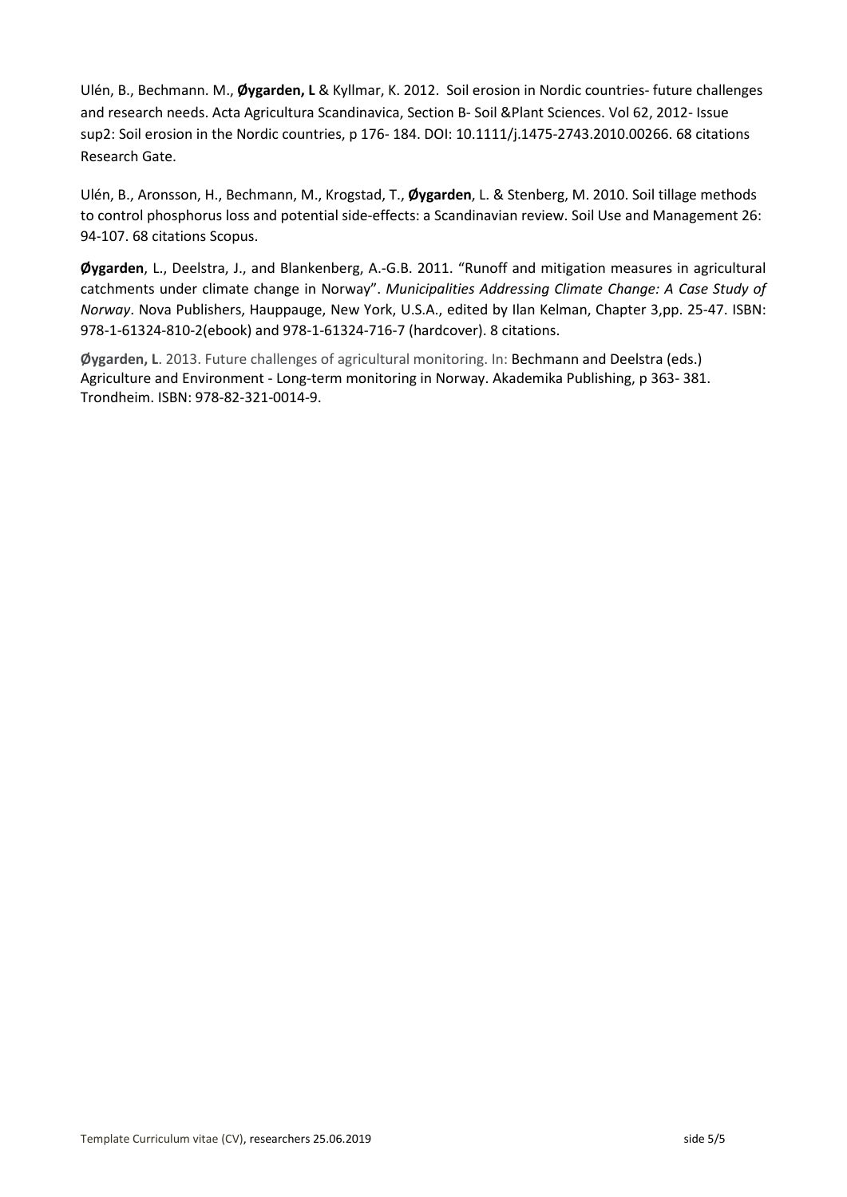Ulén, B., Bechmann. M., **Øygarden, L** & Kyllmar, K. 2012. Soil erosion in Nordic countries- future challenges and research needs. Acta Agricultura Scandinavica, Section B- Soil &Plant Sciences. Vol 62, 2012- Issue sup2: Soil erosion in the Nordic countries, p 176- 184. DOI: 10.1111/j.1475-2743.2010.00266. 68 citations Research Gate.

Ulén, B., Aronsson, H., Bechmann, M., Krogstad, T., **Øygarden**, L. & Stenberg, M. 2010. Soil tillage methods to control phosphorus loss and potential side-effects: a Scandinavian review. Soil Use and Management 26: 94-107. 68 citations Scopus.

**Øygarden**, L., Deelstra, J., and Blankenberg, A.-G.B. 2011. "Runoff and mitigation measures in agricultural catchments under climate change in Norway". *Municipalities Addressing Climate Change: A Case Study of Norway*. Nova Publishers, Hauppauge, New York, U.S.A., edited by Ilan Kelman, Chapter 3,pp. 25-47. ISBN: 978-1-61324-810-2(ebook) and 978-1-61324-716-7 (hardcover). 8 citations.

**Øygarden, L**. 2013. Future challenges of agricultural monitoring. In: Bechmann and Deelstra (eds.) Agriculture and Environment - Long-term monitoring in Norway. Akademika Publishing, p 363- 381. Trondheim. ISBN: 978-82-321-0014-9.